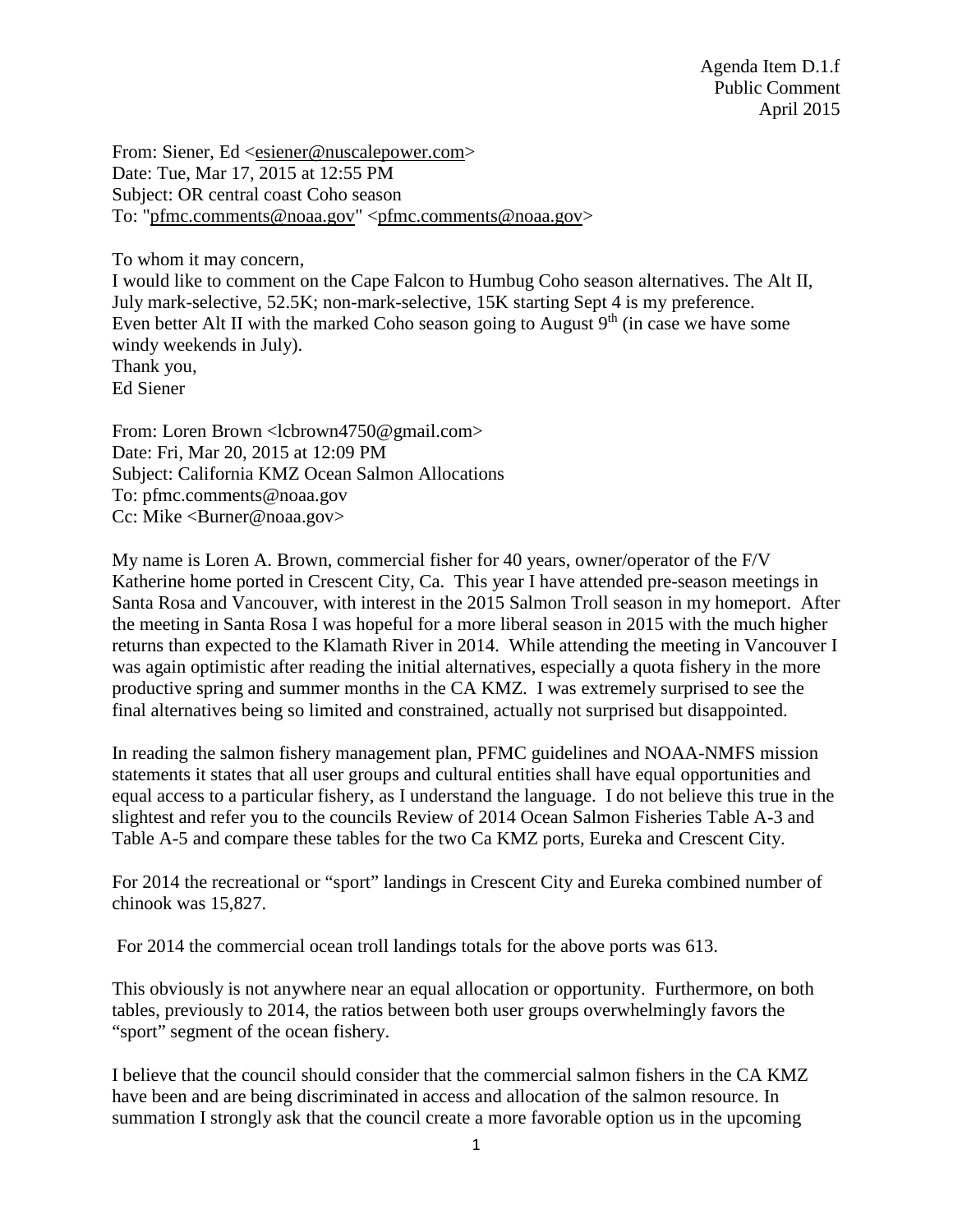Agenda Item D.1.f
Public Comment
April 2015

From: Siener, Ed <esiener@nuscalepower.com>
Date: Tue, Mar 17, 2015 at 12:55 PM
Subject: OR central coast Coho season
To: "pfmc.comments@noaa.gov" <pfmc.comments@noaa.gov>

To whom it may concern,
I would like to comment on the Cape Falcon to Humbug Coho season alternatives. The Alt II, July mark-selective, 52.5K; non-mark-selective, 15K starting Sept 4 is my preference. Even better Alt II with the marked Coho season going to August 9th (in case we have some windy weekends in July).
Thank you,
Ed Siener

From: Loren Brown <lcbrown4750@gmail.com>
Date: Fri, Mar 20, 2015 at 12:09 PM
Subject: California KMZ Ocean Salmon Allocations
To: pfmc.comments@noaa.gov
Cc: Mike <Burner@noaa.gov>

My name is Loren A. Brown, commercial fisher for 40 years, owner/operator of the F/V Katherine home ported in Crescent City, Ca. This year I have attended pre-season meetings in Santa Rosa and Vancouver, with interest in the 2015 Salmon Troll season in my homeport. After the meeting in Santa Rosa I was hopeful for a more liberal season in 2015 with the much higher returns than expected to the Klamath River in 2014. While attending the meeting in Vancouver I was again optimistic after reading the initial alternatives, especially a quota fishery in the more productive spring and summer months in the CA KMZ. I was extremely surprised to see the final alternatives being so limited and constrained, actually not surprised but disappointed.

In reading the salmon fishery management plan, PFMC guidelines and NOAA-NMFS mission statements it states that all user groups and cultural entities shall have equal opportunities and equal access to a particular fishery, as I understand the language. I do not believe this true in the slightest and refer you to the councils Review of 2014 Ocean Salmon Fisheries Table A-3 and Table A-5 and compare these tables for the two Ca KMZ ports, Eureka and Crescent City.

For 2014 the recreational or "sport" landings in Crescent City and Eureka combined number of chinook was 15,827.

For 2014 the commercial ocean troll landings totals for the above ports was 613.

This obviously is not anywhere near an equal allocation or opportunity. Furthermore, on both tables, previously to 2014, the ratios between both user groups overwhelmingly favors the "sport" segment of the ocean fishery.

I believe that the council should consider that the commercial salmon fishers in the CA KMZ have been and are being discriminated in access and allocation of the salmon resource. In summation I strongly ask that the council create a more favorable option us in the upcoming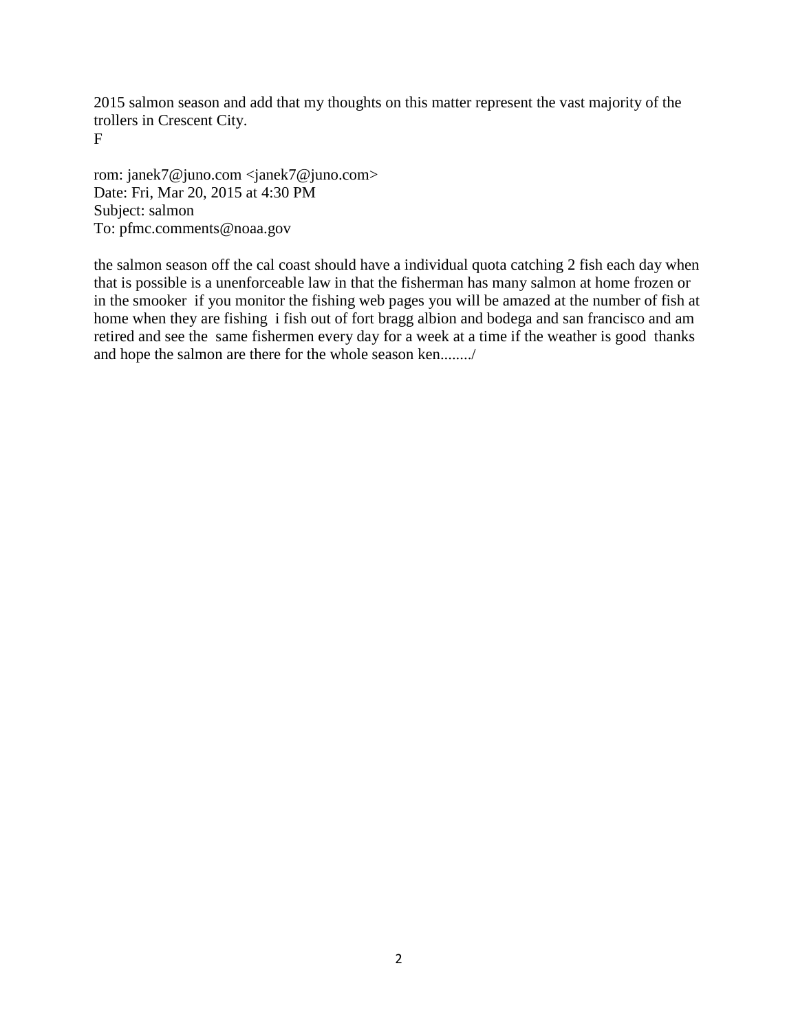2015 salmon season and add that my thoughts on this matter represent the vast majority of the trollers in Crescent City.
F

rom: janek7@juno.com <janek7@juno.com>
Date: Fri, Mar 20, 2015 at 4:30 PM
Subject: salmon
To: pfmc.comments@noaa.gov

the salmon season off the cal coast should have a individual quota catching 2 fish each day when that is possible is a unenforceable law in that the fisherman has many salmon at home frozen or in the smooker if you monitor the fishing web pages you will be amazed at the number of fish at home when they are fishing i fish out of fort bragg albion and bodega and san francisco and am retired and see the same fishermen every day for a week at a time if the weather is good thanks and hope the salmon are there for the whole season ken......../